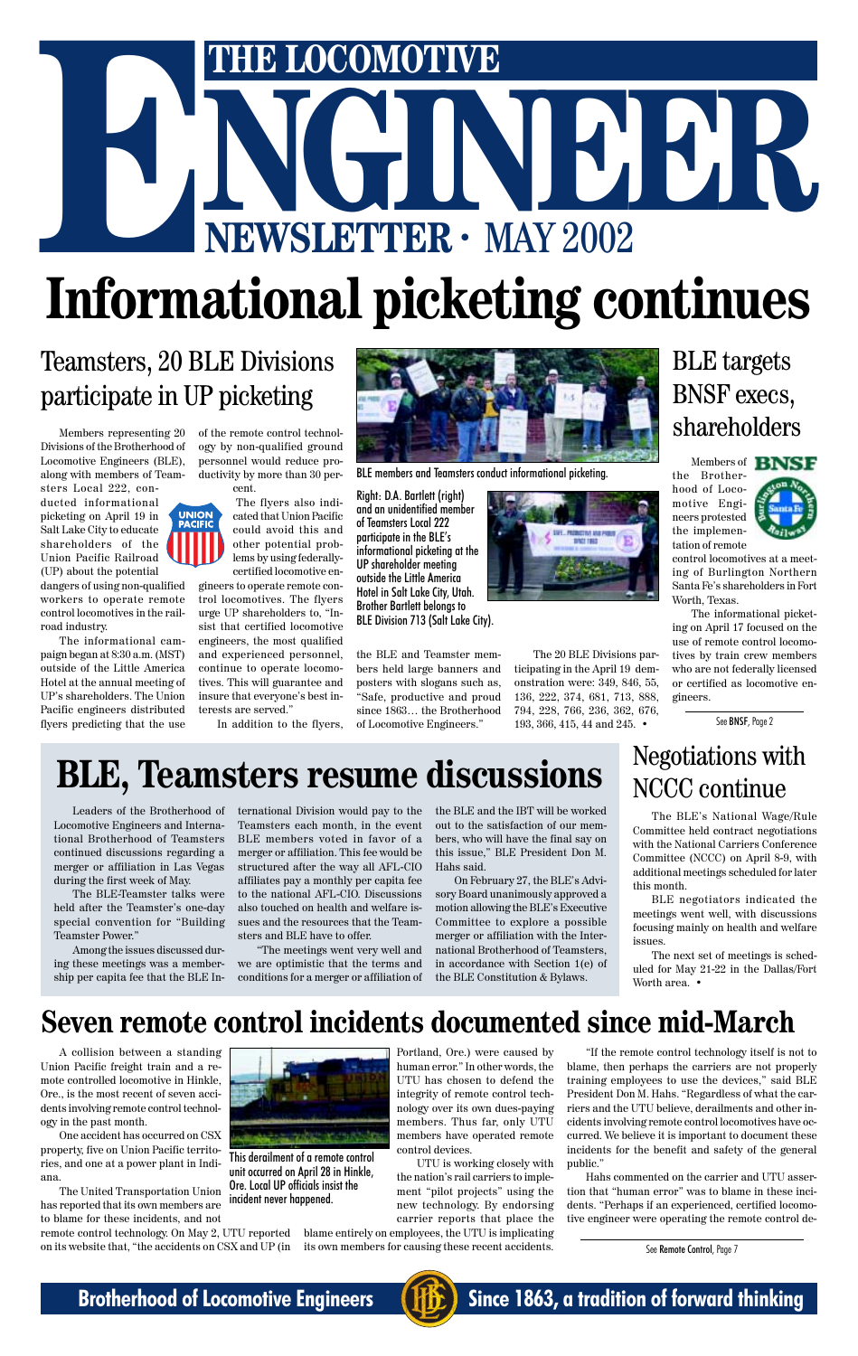# THE LOCOMOTIVE ENGINEER NEWSLETTER · MAY 2002

# Informational picketing continues

## Teamsters, 20 BLE Divisions participate in UP picketing

Members representing 20 Divisions of the Brotherhood of Locomotive Engineers (BLE), along with members of Teamsters Local 222, conducted informational picketing on April 19 in Salt Lake City to educate shareholders of the Union Pacific Railroad (UP) about the potential dangers of using non-qualified workers to operate remote control locomotives in the railroad industry.

The informational campaign began at 8:30 a.m. (MST) outside of the Little America Hotel at the annual meeting of UP's shareholders. The Union Pacific engineers distributed flyers predicting that the use of the remote control technology by non-qualified ground personnel would reduce productivity by more than 30 percent.

The flyers also indicated that Union Pacific could avoid this and other potential problems by using federally-certified locomotive engineers to operate remote control locomotives. The flyers urge UP shareholders to, "Insist that certified locomotive engineers, the most qualified and experienced personnel, continue to operate locomotives. This will guarantee and insure that everyone's best interests are served."

In addition to the flyers, the BLE and Teamster members held large banners and posters with slogans such as, "Safe, productive and proud since 1863… the Brotherhood of Locomotive Engineers."

The 20 BLE Divisions participating in the April 19 demonstration were: 349, 846, 55, 136, 222, 374, 681, 713, 888, 794, 228, 766, 236, 362, 676, 193, 366, 415, 44 and 245. •

BLE members and Teamsters conduct informational picketing.

Right: D.A. Bartlett (right) and an unidentified member of Teamsters Local 222 participate in the BLE's informational picketing at the UP shareholder meeting outside the Little America Hotel in Salt Lake City, Utah. Brother Bartlett belongs to BLE Division 713 (Salt Lake City).

## BLE targets BNSF execs, shareholders

Members of the Brotherhood of Locomotive Engineers protested the implementation of remote control locomotives at a meeting of Burlington Northern Santa Fe's shareholders in Fort Worth, Texas.

The informational picketing on April 17 focused on the use of remote control locomotives by train crew members who are not federally licensed or certified as locomotive engineers.

See BNSF, Page 2

# BLE, Teamsters resume discussions

Leaders of the Brotherhood of Locomotive Engineers and International Brotherhood of Teamsters continued discussions regarding a merger or affiliation in Las Vegas during the first week of May.

The BLE-Teamster talks were held after the Teamster's one-day special convention for "Building Teamster Power."

Among the issues discussed during these meetings was a membership per capita fee that the BLE International Division would pay to the Teamsters each month, in the event BLE members voted in favor of a merger or affiliation. This fee would be structured after the way all AFL-CIO affiliates pay a monthly per capita fee to the national AFL-CIO. Discussions also touched on health and welfare issues and the resources that the Teamsters and BLE have to offer.

"The meetings went very well and we are optimistic that the terms and conditions for a merger or affiliation of the BLE and the IBT will be worked out to the satisfaction of our members, who will have the final say on this issue," BLE President Don M. Hahs said.

On February 27, the BLE's Advisory Board unanimously approved a motion allowing the BLE's Executive Committee to explore a possible merger or affiliation with the International Brotherhood of Teamsters, in accordance with Section 1(e) of the BLE Constitution & Bylaws.

## Negotiations with NCCC continue

The BLE's National Wage/Rule Committee held contract negotiations with the National Carriers Conference Committee (NCCC) on April 8-9, with additional meetings scheduled for later this month.

BLE negotiators indicated the meetings went well, with discussions focusing mainly on health and welfare issues.

The next set of meetings is scheduled for May 21-22 in the Dallas/Fort Worth area. •

# Seven remote control incidents documented since mid-March

A collision between a standing Union Pacific freight train and a remote controlled locomotive in Hinkle, Ore., is the most recent of seven accidents involving remote control technology in the past month.

One accident has occurred on CSX property, five on Union Pacific territories, and one at a power plant in Indiana.

The United Transportation Union has reported that its own members are to blame for these incidents, and not remote control technology. On May 2, UTU reported on its website that, "the accidents on CSX and UP (in Portland, Ore.) were caused by human error." In other words, the UTU has chosen to defend the integrity of remote control technology over its own dues-paying members. Thus far, only UTU members have operated remote control devices.

This derailment of a remote control unit occurred on April 28 in Hinkle, Ore. Local UP officials insist the incident never happened.

UTU is working closely with the nation's rail carriers to implement "pilot projects" using the new technology. By endorsing carrier reports that place the blame entirely on employees, the UTU is implicating its own members for causing these recent accidents.

"If the remote control technology itself is not to blame, then perhaps the carriers are not properly training employees to use the devices," said BLE President Don M. Hahs. "Regardless of what the carriers and the UTU believe, derailments and other incidents involving remote control locomotives have occurred. We believe it is important to document these incidents for the benefit and safety of the general public."

Hahs commented on the carrier and UTU assertion that "human error" was to blame in these incidents. "Perhaps if an experienced, certified locomotive engineer were operating the remote control de-

See Remote Control, Page 7

**Brotherhood of Locomotive Engineers** — **Since 1863, a tradition of forward thinking**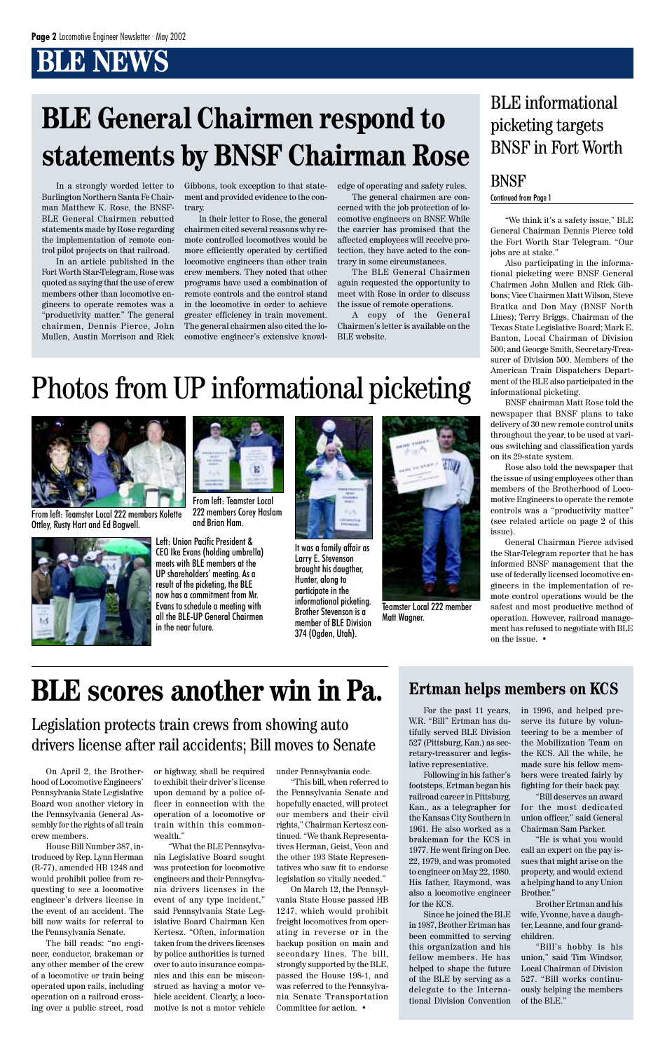# BLE NEWS

## BLE General Chairmen respond to statements by BNSF Chairman Rose

In a strongly worded letter to Burlington Northern Santa Fe Chairman Matthew K. Rose, the BNSF-BLE General Chairmen rebutted statements made by Rose regarding the implementation of remote control pilot projects on that railroad.

In an article published in the Fort Worth Star-Telegram, Rose was quoted as saying that the use of crew members other than locomotive engineers to operate remotes was a "productivity matter." The general chairmen, Dennis Pierce, John Mullen, Austin Morrison and Rick Gibbons, took exception to that statement and provided evidence to the contrary.

In their letter to Rose, the general chairmen cited several reasons why remote controlled locomotives would be more efficiently operated by certified locomotive engineers than other train crew members. They noted that other programs have used a combination of remote controls and the control stand in the locomotive in order to achieve greater efficiency in train movement. The general chairmen also cited the locomotive engineer's extensive knowledge of operating and safety rules.

The general chairmen are concerned with the job protection of locomotive engineers on BNSF. While the carrier has promised that the affected employees will receive protection, they have acted to the contrary in some circumstances.

The BLE General Chairmen again requested the opportunity to meet with Rose in order to discuss the issue of remote operations.

A copy of the General Chairmen's letter is available on the BLE website.

## BLE informational picketing targets BNSF in Fort Worth

### BNSF

Continued from Page 1

"We think it's a safety issue," BLE General Chairman Dennis Pierce told the Fort Worth Star Telegram. "Our jobs are at stake."

Also participating in the informational picketing were BNSF General Chairmen John Mullen and Rick Gibbons; Vice Chairmen Matt Wilson, Steve Bratka and Don May (BNSF North Lines); Terry Briggs, Chairman of the Texas State Legislative Board; Mark E. Banton, Local Chairman of Division 500; and George Smith, Secretary-Treasurer of Division 500. Members of the American Train Dispatchers Department of the BLE also participated in the informational picketing.

BNSF chairman Matt Rose told the newspaper that BNSF plans to take delivery of 30 new remote control units throughout the year, to be used at various switching and classification yards on its 29-state system.

Rose also told the newspaper that the issue of using employees other than members of the Brotherhood of Locomotive Engineers to operate the remote controls was a "productivity matter" (see related article on page 2 of this issue).

General Chairman Pierce advised the Star-Telegram reporter that he has informed BNSF management that the use of federally licensed locomotive engineers in the implementation of remote control operations would be the safest and most productive method of operation. However, railroad management has refused to negotiate with BLE on the issue. •

## Photos from UP informational picketing

From left: Teamster Local 222 members Kolette Ottley, Rusty Hart and Ed Bagwell.

From left: Teamster Local 222 members Corey Haslam and Brian Ham.

It was a family affair as Larry E. Stevenson brought his daugther, Hunter, along to participate in the informational picketing. Brother Stevenson is a member of BLE Division 374 (Ogden, Utah).

Teamster Local 222 member Matt Wagner.

Left: Union Pacific President & CEO Ike Evans (holding umbrella) meets with BLE members at the UP shareholders' meeting. As a result of the picketing, the BLE now has a commitment from Mr. Evans to schedule a meeting with all the BLE-UP General Chairmen in the near future.

## BLE scores another win in Pa.

### Legislation protects train crews from showing auto drivers license after rail accidents; Bill moves to Senate

On April 2, the Brotherhood of Locomotive Engineers' Pennsylvania State Legislative Board won another victory in the Pennsylvania General Assembly for the rights of all train crew members.

House Bill Number 387, introduced by Rep. Lynn Herman (R-77), amended HB 1248 and would prohibit police from requesting to see a locomotive engineer's drivers license in the event of an accident. The bill now waits for referral to the Pennsylvania Senate.

The bill reads: "no engineer, conductor, brakeman or any other member of the crew of a locomotive or train being operated upon rails, including operation on a railroad crossing over a public street, road or highway, shall be required to exhibit their driver's license upon demand by a police officer in connection with the operation of a locomotive or train within this commonwealth."

"What the BLE Pennsylvania Legislative Board sought was protection for locomotive engineers and their Pennsylvania drivers licenses in the event of any type incident," said Pennsylvania State Legislative Board Chairman Ken Kertesz. "Often, information taken from the drivers licenses by police authorities is turned over to auto insurance companies and this can be misconstrued as having a motor vehicle accident. Clearly, a locomotive is not a motor vehicle under Pennsylvania code.

"This bill, when referred to the Pennsylvania Senate and hopefully enacted, will protect our members and their civil rights," Chairman Kertesz continued. "We thank Representatives Herman, Geist, Veon and the other 193 State Representatives who saw fit to endorse legislation so vitally needed."

On March 12, the Pennsylvania State House passed HB 1247, which would prohibit freight locomotives from operating in reverse or in the backup position on main and secondary lines. The bill, strongly supported by the BLE, passed the House 198-1, and was referred to the Pennsylvania Senate Transportation Committee for action. •

## Ertman helps members on KCS

For the past 11 years, W.R. "Bill" Ertman has dutifully served BLE Division 527 (Pittsburg, Kan.) as secretary-treasurer and legislative representative.

Following in his father's footsteps, Ertman began his railroad career in Pittsburg, Kan., as a telegrapher for the Kansas City Southern in 1961. He also worked as a brakeman for the KCS in 1977. He went firing on Dec. 22, 1979, and was promoted to engineer on May 22, 1980. His father, Raymond, was also a locomotive engineer for the KCS.

Since he joined the BLE in 1987, Brother Ertman has been committed to serving this organization and his fellow members. He has helped to shape the future of the BLE by serving as a delegate to the International Division Convention in 1996, and helped preserve its future by volunteering to be a member of the Mobilization Team on the KCS. All the while, he made sure his fellow members were treated fairly by fighting for their back pay.

"Bill deserves an award for the most dedicated union officer," said General Chairman Sam Parker.

"He is what you would call an expert on the pay issues that might arise on the property, and would extend a helping hand to any Union Brother."

Brother Ertman and his wife, Yvonne, have a daughter, Leanne, and four grandchildren.

"Bill's hobby is his union," said Tim Windsor, Local Chairman of Division 527. "Bill works continuously helping the members of the BLE."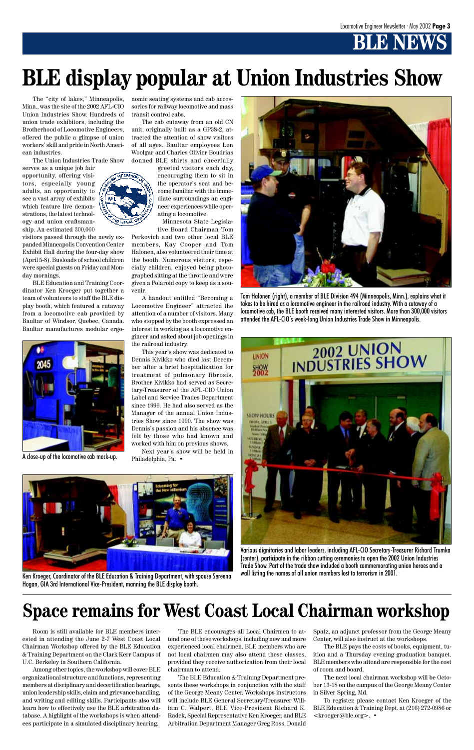# BLE display popular at Union Industries Show

The "city of lakes," Minneapolis, Minn., was the site of the 2002 AFL-CIO Union Industries Show. Hundreds of union trade exhibitors, including the Brotherhood of Locomotive Engineers, offered the public a glimpse of union workers' skill and pride in North American industries.

The Union Industries Trade Show serves as a unique job fair opportunity, offering visitors, especially young adults, an opportunity to see a vast array of exhibits which feature live demonstrations, the latest technology and union craftsmanship. An estimated 300,000 visitors passed through the newly expanded Minneapolis Convention Center Exhibit Hall during the four-day show (April 5-8). Busloads of school children were special guests on Friday and Monday mornings.

BLE Education and Training Coordinator Ken Kroeger put together a team of volunteers to staff the BLE display booth, which featured a cutaway from a locomotive cab provided by Baultar of Windsor, Quebec, Canada. Baultar manufactures modular ergonomic seating systems and cab accessories for railway locomotive and mass transit control cabs.

The cab cutaway from an old CN unit, originally built as a GP38-2, attracted the attention of show visitors of all ages. Baultar employees Len Woolgar and Charles Olivier Boudrias donned BLE shirts and cheerfully greeted visitors each day, encouraging them to sit in the operator's seat and become familiar with the immediate surroundings an engineer experiences while operating a locomotive.

Minnesota State Legislative Board Chairman Tom Perkovich and two other local BLE members, Kay Cooper and Tom Halonen, also volunteered their time at the booth. Numerous visitors, especially children, enjoyed being photographed sitting at the throttle and were given a Polaroid copy to keep as a souvenir.

A handout entitled "Becoming a Locomotive Engineer" attracted the attention of a number of visitors. Many who stopped by the booth expressed an interest in working as a locomotive engineer and asked about job openings in the railroad industry.

This year's show was dedicated to Dennis Kivikko who died last December after a brief hospitalization for treatment of pulmonary fibrosis. Brother Kivikko had served as Secretary-Treasurer of the AFL-CIO Union Label and Service Trades Department since 1996. He had also served as the Manager of the annual Union Industries Show since 1990. The show was Dennis's passion and his absence was felt by those who had known and worked with him on previous shows.

Next year's show will be held in Philadelphia, Pa. •

Tom Halonen (right), a member of BLE Division 494 (Minneapolis, Minn.), explains what it takes to be hired as a locomotive engineer in the railroad industry. With a cutaway of a locomotive cab, the BLE booth received many interested visitors. More than 300,000 visitors attended the AFL-CIO's week-long Union Industries Trade Show in Minneapolis.

A close-up of the locomotive cab mock-up.

Various dignitaries and labor leaders, including AFL-CIO Secretary-Treasurer Richard Trumka (center), participate in the ribbon cutting ceremonies to open the 2002 Union Industries Trade Show. Part of the trade show included a booth commemorating union heroes and a wall listing the names of all union members lost to terrorism in 2001.

Ken Kroeger, Coordinator of the BLE Education & Training Department, with spouse Sereena Hogan, GIA 3rd International Vice-President, manning the BLE display booth.

# Space remains for West Coast Local Chairman workshop

Room is still available for BLE members interested in attending the June 2-7 West Coast Local Chairman Workshop offered by the BLE Education & Training Department on the Clark Kerr Campus of U.C. Berkeley in Southern California.

Among other topics, the workshop will cover BLE organizational structure and functions, representing members at disciplinary and decertification hearings, union leadership skills, claim and grievance handling, and writing and editing skills. Participants also will learn how to effectively use the BLE arbitration database. A highlight of the workshops is when attendees participate in a simulated disciplinary hearing.

The BLE encourages all Local Chairmen to attend one of these workshops, including new and more experienced local chairmen. BLE members who are not local chairmen may also attend these classes, provided they receive authorization from their local chairman to attend.

The BLE Education & Training Department presents these workshops in conjunction with the staff of the George Meany Center. Workshops instructors will include BLE General Secretary-Treasurer William C. Walpert, BLE Vice-President Richard K. Radek, Special Representative Ken Kroeger, and BLE Arbitration Department Manager Greg Ross. Donald Spatz, an adjunct professor from the George Meany Center, will also instruct at the workshops.

The BLE pays the costs of books, equipment, tuition and a Thursday evening graduation banquet. BLE members who attend are responsible for the cost of room and board.

The next local chairman workshop will be October 13-18 on the campus of the George Meany Center in Silver Spring, Md.

To register, please contact Ken Kroeger of the BLE Education & Training Dept. at (216) 272-0986 or <kroeger@ble.org>. •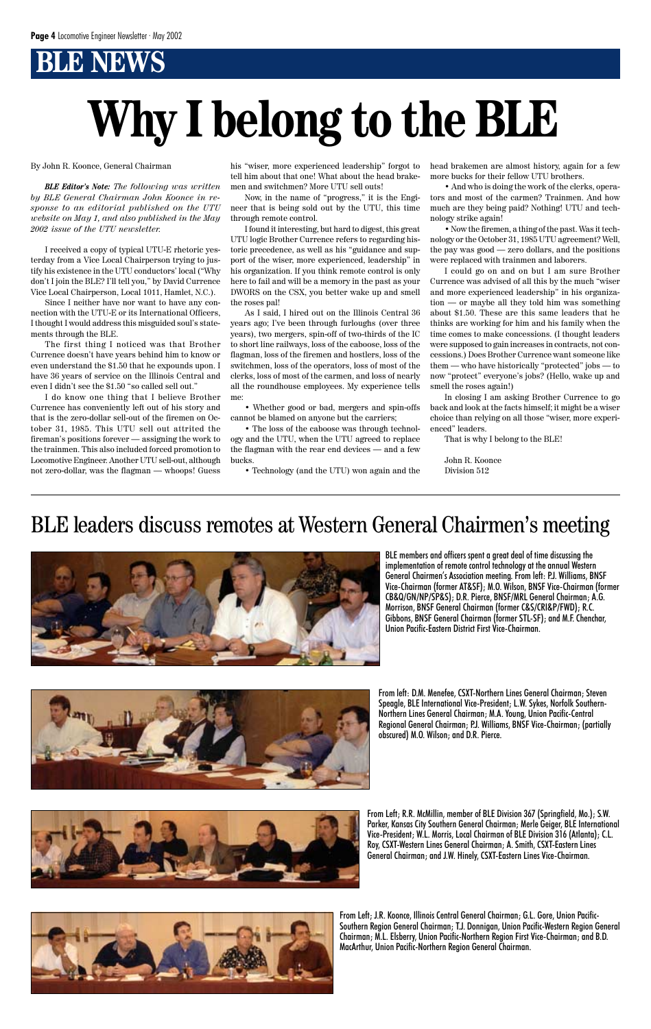## BLE NEWS

# Why I belong to the BLE

By John R. Koonce, General Chairman

***BLE Editor's Note:*** *The following was written by BLE General Chairman John Koonce in response to an editorial published on the UTU website on May 1, and also published in the May 2002 issue of the UTU newsletter.*

I received a copy of typical UTU-E rhetoric yesterday from a Vice Local Chairperson trying to justify his existence in the UTU conductors' local ("Why don't I join the BLE? I'll tell you," by David Currence Vice Local Chairperson, Local 1011, Hamlet, N.C.).

Since I neither have nor want to have any connection with the UTU-E or its International Officers, I thought I would address this misguided soul's statements through the BLE.

The first thing I noticed was that Brother Currence doesn't have years behind him to know or even understand the $1.50 that he expounds upon. I have 36 years of service on the Illinois Central and even I didn't see the $1.50 "so called sell out."

I do know one thing that I believe Brother Currence has conveniently left out of his story and that is the zero-dollar sell-out of the firemen on October 31, 1985. This UTU sell out attrited the fireman's positions forever — assigning the work to the trainmen. This also included forced promotion to Locomotive Engineer. Another UTU sell-out, although not zero-dollar, was the flagman — whoops! Guess his "wiser, more experienced leadership" forgot to tell him about that one! What about the head brakemen and switchmen? More UTU sell outs!

Now, in the name of "progress," it is the Engineer that is being sold out by the UTU, this time through remote control.

I found it interesting, but hard to digest, this great UTU logic Brother Currence refers to regarding historic precedence, as well as his "guidance and support of the wiser, more experienced, leadership" in his organization. If you think remote control is only here to fail and will be a memory in the past as your DWORS on the CSX, you better wake up and smell the roses pal!

As I said, I hired out on the Illinois Central 36 years ago; I've been through furloughs (over three years), two mergers, spin-off of two-thirds of the IC to short line railways, loss of the caboose, loss of the flagman, loss of the firemen and hostlers, loss of the switchmen, loss of the operators, loss of most of the clerks, loss of most of the carmen, and loss of nearly all the roundhouse employees. My experience tells me:

- Whether good or bad, mergers and spin-offs cannot be blamed on anyone but the carriers;
- The loss of the caboose was through technology and the UTU, when the UTU agreed to replace the flagman with the rear end devices — and a few bucks.
- Technology (and the UTU) won again and the head brakemen are almost history, again for a few more bucks for their fellow UTU brothers.
- And who is doing the work of the clerks, operators and most of the carmen? Trainmen. And how much are they being paid? Nothing! UTU and technology strike again!
- Now the firemen, a thing of the past. Was it technology or the October 31, 1985 UTU agreement? Well, the pay was good — zero dollars, and the positions were replaced with trainmen and laborers.

I could go on and on but I am sure Brother Currence was advised of all this by the much "wiser and more experienced leadership" in his organization — or maybe all they told him was something about $1.50. These are this same leaders that he thinks are working for him and his family when the time comes to make concessions. (I thought leaders were supposed to gain increases in contracts, not concessions.) Does Brother Currence want someone like them — who have historically "protected" jobs — to now "protect" everyone's jobs? (Hello, wake up and smell the roses again!)

In closing I am asking Brother Currence to go back and look at the facts himself; it might be a wiser choice than relying on all those "wiser, more experienced" leaders.

That is why I belong to the BLE!

John R. Koonce
Division 512

## BLE leaders discuss remotes at Western General Chairmen's meeting

BLE members and officers spent a great deal of time discussing the implementation of remote control technology at the annual Western General Chairmen's Association meeting. From left: P.J. Williams, BNSF Vice-Chairman (former AT&SF); M.O. Wilson, BNSF Vice-Chairman (former CB&Q/GN/NP/SP&S); D.R. Pierce, BNSF/MRL General Chairman; A.G. Morrison, BNSF General Chairman (former C&S/CRI&P/FWD); R.C. Gibbons, BNSF General Chairman (former STL-SF); and M.F. Chenchar, Union Pacific-Eastern District First Vice-Chairman.

From left: D.M. Menefee, CSXT-Northern Lines General Chairman; Steven Speagle, BLE International Vice-President; L.W. Sykes, Norfolk Southern-Northern Lines General Chairman; M.A. Young, Union Pacific-Central Regional General Chairman; P.J. Williams, BNSF Vice-Chairman; (partially obscured) M.O. Wilson; and D.R. Pierce.

From Left; R.R. McMillin, member of BLE Division 367 (Springfield, Mo.); S.W. Parker, Kansas City Southern General Chairman; Merle Geiger, BLE International Vice-President; W.L. Morris, Local Chairman of BLE Division 316 (Atlanta); C.L. Roy, CSXT-Western Lines General Chairman; A. Smith, CSXT-Eastern Lines General Chairman; and J.W. Hinely, CSXT-Eastern Lines Vice-Chairman.

From Left; J.R. Koonce, Illinois Central General Chairman; G.L. Gore, Union Pacific-Southern Region General Chairman; T.J. Donnigan, Union Pacific-Western Region General Chairman; M.L. Elsberry, Union Pacific-Northern Region First Vice-Chairman; and B.D. MacArthur, Union Pacific-Northern Region General Chairman.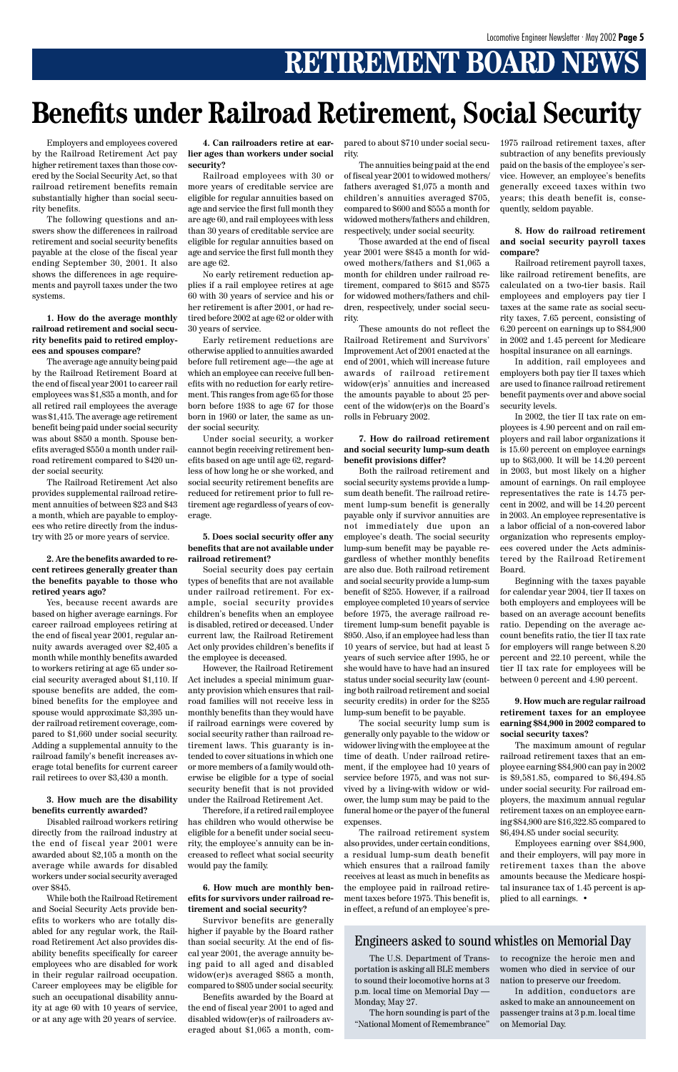# RETIREMENT BOARD NEWS

# Benefits under Railroad Retirement, Social Security

Employers and employees covered by the Railroad Retirement Act pay higher retirement taxes than those covered by the Social Security Act, so that railroad retirement benefits remain substantially higher than social security benefits.

The following questions and answers show the differences in railroad retirement and social security benefits payable at the close of the fiscal year ending September 30, 2001. It also shows the differences in age requirements and payroll taxes under the two systems.

**1. How do the average monthly railroad retirement and social security benefits paid to retired employees and spouses compare?**

The average age annuity being paid by the Railroad Retirement Board at the end of fiscal year 2001 to career rail employees was $1,835 a month, and for all retired rail employees the average was $1,415. The average age retirement benefit being paid under social security was about $850 a month. Spouse benefits averaged $550 a month under railroad retirement compared to $420 under social security.

The Railroad Retirement Act also provides supplemental railroad retirement annuities of between $23 and $43 a month, which are payable to employees who retire directly from the industry with 25 or more years of service.

**2. Are the benefits awarded to recent retirees generally greater than the benefits payable to those who retired years ago?**

Yes, because recent awards are based on higher average earnings. For career railroad employees retiring at the end of fiscal year 2001, regular annuity awards averaged over $2,405 a month while monthly benefits awarded to workers retiring at age 65 under social security averaged about $1,110. If spouse benefits are added, the combined benefits for the employee and spouse would approximate $3,395 under railroad retirement coverage, compared to $1,660 under social security. Adding a supplemental annuity to the railroad family's benefit increases average total benefits for current career rail retirees to over $3,430 a month.

**3. How much are the disability benefits currently awarded?**

Disabled railroad workers retiring directly from the railroad industry at the end of fiscal year 2001 were awarded about $2,105 a month on the average while awards for disabled workers under social security averaged over $845.

While both the Railroad Retirement and Social Security Acts provide benefits to workers who are totally disabled for any regular work, the Railroad Retirement Act also provides disability benefits specifically for career employees who are disabled for work in their regular railroad occupation. Career employees may be eligible for such an occupational disability annuity at age 60 with 10 years of service, or at any age with 20 years of service.

**4. Can railroaders retire at earlier ages than workers under social security?**

Railroad employees with 30 or more years of creditable service are eligible for regular annuities based on age and service the first full month they are age 60, and rail employees with less than 30 years of creditable service are eligible for regular annuities based on age and service the first full month they are age 62.

No early retirement reduction applies if a rail employee retires at age 60 with 30 years of service and his or her retirement is after 2001, or had retired before 2002 at age 62 or older with 30 years of service.

Early retirement reductions are otherwise applied to annuities awarded before full retirement age—the age at which an employee can receive full benefits with no reduction for early retirement. This ranges from age 65 for those born before 1938 to age 67 for those born in 1960 or later, the same as under social security.

Under social security, a worker cannot begin receiving retirement benefits based on age until age 62, regardless of how long he or she worked, and social security retirement benefits are reduced for retirement prior to full retirement age regardless of years of coverage.

**5. Does social security offer any benefits that are not available under railroad retirement?**

Social security does pay certain types of benefits that are not available under railroad retirement. For example, social security provides children's benefits when an employee is disabled, retired or deceased. Under current law, the Railroad Retirement Act only provides children's benefits if the employee is deceased.

However, the Railroad Retirement Act includes a special minimum guaranty provision which ensures that railroad families will not receive less in monthly benefits than they would have if railroad earnings were covered by social security rather than railroad retirement laws. This guaranty is intended to cover situations in which one or more members of a family would otherwise be eligible for a type of social security benefit that is not provided under the Railroad Retirement Act.

Therefore, if a retired rail employee has children who would otherwise be eligible for a benefit under social security, the employee's annuity can be increased to reflect what social security would pay the family.

**6. How much are monthly benefits for survivors under railroad retirement and social security?**

Survivor benefits are generally higher if payable by the Board rather than social security. At the end of fiscal year 2001, the average annuity being paid to all aged and disabled widow(er)s averaged $865 a month, compared to $805 under social security.

Benefits awarded by the Board at the end of fiscal year 2001 to aged and disabled widow(er)s of railroaders averaged about $1,065 a month, compared to about $710 under social security.

The annuities being paid at the end of fiscal year 2001 to widowed mothers/fathers averaged $1,075 a month and children's annuities averaged $705, compared to $600 and $555 a month for widowed mothers/fathers and children, respectively, under social security.

Those awarded at the end of fiscal year 2001 were $845 a month for widowed mothers/fathers and $1,065 a month for children under railroad retirement, compared to $615 and $575 for widowed mothers/fathers and children, respectively, under social security.

These amounts do not reflect the Railroad Retirement and Survivors' Improvement Act of 2001 enacted at the end of 2001, which will increase future awards of railroad retirement widow(er)s' annuities and increased the amounts payable to about 25 percent of the widow(er)s on the Board's rolls in February 2002.

**7. How do railroad retirement and social security lump-sum death benefit provisions differ?**

Both the railroad retirement and social security systems provide a lump-sum death benefit. The railroad retirement lump-sum benefit is generally payable only if survivor annuities are not immediately due upon an employee's death. The social security lump-sum benefit may be payable regardless of whether monthly benefits are also due. Both railroad retirement and social security provide a lump-sum benefit of $255. However, if a railroad employee completed 10 years of service before 1975, the average railroad retirement lump-sum benefit payable is $950. Also, if an employee had less than 10 years of service, but had at least 5 years of such service after 1995, he or she would have to have had an insured status under social security law (counting both railroad retirement and social security credits) in order for the $255 lump-sum benefit to be payable.

The social security lump sum is generally only payable to the widow or widower living with the employee at the time of death. Under railroad retirement, if the employee had 10 years of service before 1975, and was not survived by a living-with widow or widower, the lump sum may be paid to the funeral home or the payer of the funeral expenses.

The railroad retirement system also provides, under certain conditions, a residual lump-sum death benefit which ensures that a railroad family receives at least as much in benefits as the employee paid in railroad retirement taxes before 1975. This benefit is, in effect, a refund of an employee's pre-1975 railroad retirement taxes, after subtraction of any benefits previously paid on the basis of the employee's service. However, an employee's benefits generally exceed taxes within two years; this death benefit is, consequently, seldom payable.

**8. How do railroad retirement and social security payroll taxes compare?**

Railroad retirement payroll taxes, like railroad retirement benefits, are calculated on a two-tier basis. Rail employees and employers pay tier I taxes at the same rate as social security taxes, 7.65 percent, consisting of 6.20 percent on earnings up to $84,900 in 2002 and 1.45 percent for Medicare hospital insurance on all earnings.

In addition, rail employees and employers both pay tier II taxes which are used to finance railroad retirement benefit payments over and above social security levels.

In 2002, the tier II tax rate on employees is 4.90 percent and on rail employers and rail labor organizations it is 15.60 percent on employee earnings up to $63,000. It will be 14.20 percent in 2003, but most likely on a higher amount of earnings. On rail employee representatives the rate is 14.75 percent in 2002, and will be 14.20 percent in 2003. An employee representative is a labor official of a non-covered labor organization who represents employees covered under the Acts administered by the Railroad Retirement Board.

Beginning with the taxes payable for calendar year 2004, tier II taxes on both employers and employees will be based on an average account benefits ratio. Depending on the average account benefits ratio, the tier II tax rate for employers will range between 8.20 percent and 22.10 percent, while the tier II tax rate for employees will be between 0 percent and 4.90 percent.

**9. How much are regular railroad retirement taxes for an employee earning $84,900 in 2002 compared to social security taxes?**

The maximum amount of regular railroad retirement taxes that an employee earning $84,900 can pay in 2002 is $9,581.85, compared to $6,494.85 under social security. For railroad employers, the maximum annual regular retirement taxes on an employee earning $84,900 are $16,322.85 compared to $6,494.85 under social security.

Employees earning over $84,900, and their employers, will pay more in retirement taxes than the above amounts because the Medicare hospital insurance tax of 1.45 percent is applied to all earnings. •

## Engineers asked to sound whistles on Memorial Day

The U.S. Department of Transportation is asking all BLE members to sound their locomotive horns at 3 p.m. local time on Memorial Day — Monday, May 27.

The horn sounding is part of the "National Moment of Remembrance" to recognize the heroic men and women who died in service of our nation to preserve our freedom.

In addition, conductors are asked to make an announcement on passenger trains at 3 p.m. local time on Memorial Day.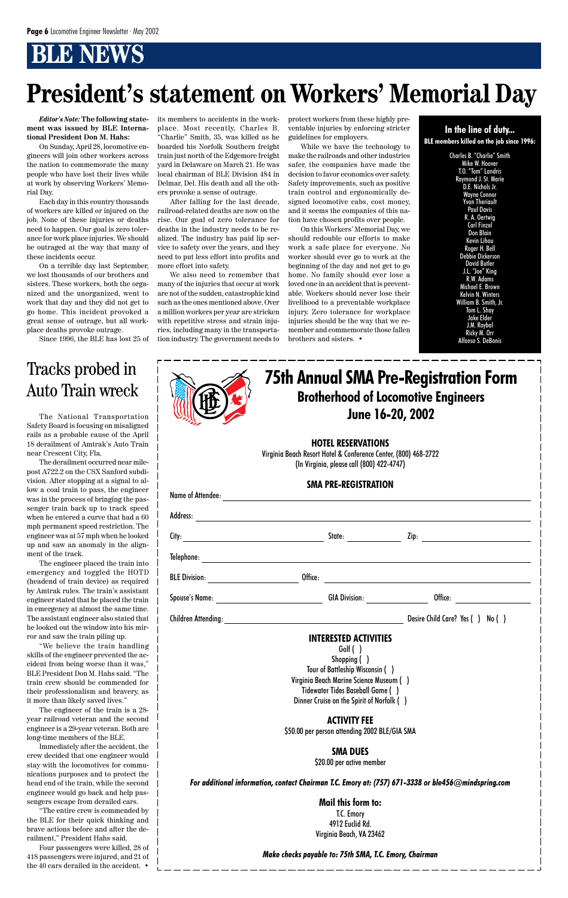# BLE NEWS

# President's statement on Workers' Memorial Day

***Editor's Note:*** **The following statement was issued by BLE International President Don M. Hahs:**

On Sunday, April 28, locomotive engineers will join other workers across the nation to commemorate the many people who have lost their lives while at work by observing Workers' Memorial Day.

Each day in this country thousands of workers are killed or injured on the job. None of these injuries or deaths need to happen. Our goal is zero tolerance for work place injuries. We should be outraged at the way that many of these incidents occur.

On a terrible day last September, we lost thousands of our brothers and sisters. These workers, both the organized and the unorganized, went to work that day and they did not get to go home. This incident provoked a great sense of outrage, but all workplace deaths provoke outrage.

Since 1996, the BLE has lost 25 of its members to accidents in the workplace. Most recently, Charles B. "Charlie" Smith, 35, was killed as he boarded his Norfolk Southern freight train just north of the Edgemore freight yard in Delaware on March 21. He was local chairman of BLE Division 484 in Delmar, Del. His death and all the others provoke a sense of outrage.

After falling for the last decade, railroad-related deaths are now on the rise. Our goal of zero tolerance for deaths in the industry needs to be realized. The industry has paid lip service to safety over the years, and they need to put less effort into profits and more effort into safety.

We also need to remember that many of the injuries that occur at work are not of the sudden, catastrophic kind such as the ones mentioned above. Over a million workers per year are stricken with repetitive stress and strain injuries, including many in the transportation industry. The government needs to protect workers from these highly preventable injuries by enforcing stricter guidelines for employers.

While we have the technology to make the railroads and other industries safer, the companies have made the decision to favor economics over safety. Safety improvements, such as positive train control and ergonomically designed locomotive cabs, cost money, and it seems the companies of this nation have chosen profits over people.

On this Workers' Memorial Day, we should redouble our efforts to make work a safe place for everyone. No worker should ever go to work at the beginning of the day and not get to go home. No family should ever lose a loved one in an accident that is preventable. Workers should never lose their livelihood to a preventable workplace injury. Zero tolerance for workplace injuries should be the way that we remember and commemorate those fallen brothers and sisters. •

### In the line of duty...

**BLE members killed on the job since 1996:**

Charles B. "Charlie" Smith
Mike W. Hoover
T.O. "Tom" Landris
Raymond J. St. Marie
D.E. Nichols Jr.
Wayne Connor
Yvan Theriault
Paul Davis
R. A. Oertwig
Carl Finzel
Don Blain
Kevin Lihou
Roger H. Bell
Debbie Dickerson
David Butler
J.L. "Joe" King
R.W. Adams
Michael E. Brown
Kelvin N. Winters
William B. Smith, Jr.
Tom L. Shoy
Jake Elder
J.M. Roybal
Ricky M. Orr
Alfonso S. DeBonis

# Tracks probed in Auto Train wreck

The National Transportation Safety Board is focusing on misaligned rails as a probable cause of the April 18 derailment of Amtrak's Auto Train near Crescent City, Fla.

The derailment occurred near milepost A722.2 on the CSX Sanford subdivision. After stopping at a signal to allow a coal train to pass, the engineer was in the process of bringing the passenger train back up to track speed when he entered a curve that had a 60 mph permanent speed restriction. The engineer was at 57 mph when he looked up and saw an anomaly in the alignment of the track.

The engineer placed the train into emergency and toggled the HOTD (headend of train device) as required by Amtrak rules. The train's assistant engineer stated that he placed the train in emergency at almost the same time. The assistant engineer also stated that he looked out the window into his mirror and saw the train piling up.

"We believe the train handling skills of the engineer prevented the accident from being worse than it was," BLE President Don M. Hahs said. "The train crew should be commended for their professionalism and bravery, as it more than likely saved lives."

The engineer of the train is a 28-year railroad veteran and the second engineer is a 29-year veteran. Both are long-time members of the BLE.

Immediately after the accident, the crew decided that one engineer would stay with the locomotives for communications purposes and to protect the head end of the train, while the second engineer would go back and help passengers escape from derailed cars.

"The entire crew is commended by the BLE for their quick thinking and brave actions before and after the derailment," President Hahs said.

Four passengers were killed, 28 of 418 passengers were injured, and 21 of the 40 cars derailed in the accident. •

# 75th Annual SMA Pre-Registration Form

## Brotherhood of Locomotive Engineers

## June 16-20, 2002

### HOTEL RESERVATIONS

Virginia Beach Resort Hotel & Conference Center, (800) 468-2722
(In Virginia, please call (800) 422-4747)

### SMA PRE-REGISTRATION

Name of Attendee: ____________________

Address: ____________________

City: ____________ State: ________ Zip: ____________

Telephone: ____________________

BLE Division: ____________ Office: ____________

Spouse's Name: ____________ GIA Division: ________ Office: ________

Children Attending: ____________ Desire Child Care? Yes ( ) No ( )

### INTERESTED ACTIVITIES

Golf ( )
Shopping ( )
Tour of Battleship Wisconsin ( )
Virginia Beach Marine Science Museum ( )
Tidewater Tides Baseball Game ( )
Dinner Cruise on the Spirit of Norfolk ( )

### ACTIVITY FEE

$50.00 per person attending 2002 BLE/GIA SMA

### SMA DUES

$20.00 per active member

***For additional information, contact Chairman T.C. Emory at: (757) 671-3338 or ble456@mindspring.com***

### Mail this form to:

T.C. Emory
4912 Euclid Rd.
Virginia Beach, VA 23462

***Make checks payable to: 75th SMA, T.C. Emory, Chairman***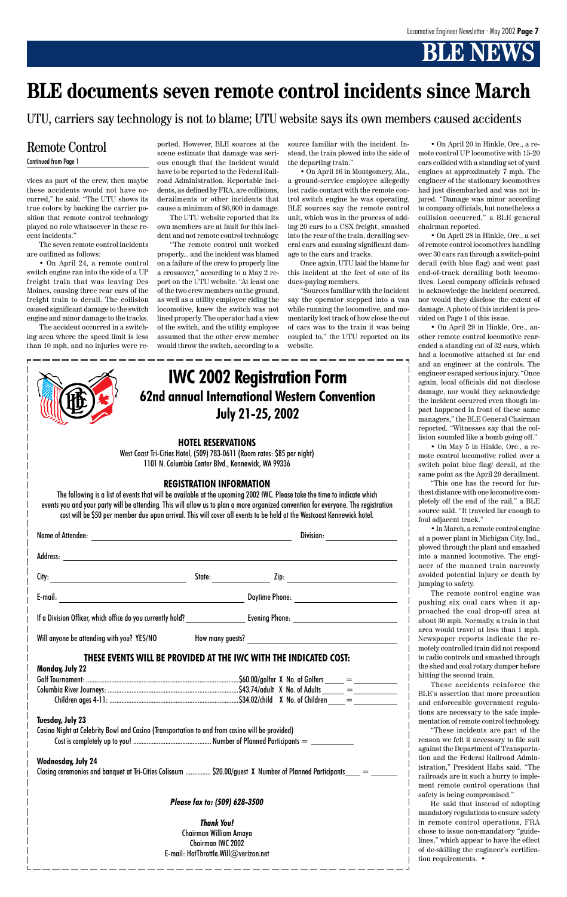# BLE NEWS

# BLE documents seven remote control incidents since March

UTU, carriers say technology is not to blame; UTU website says its own members caused accidents

## Remote Control

Continued from Page 1

vices as part of the crew, then maybe these accidents would not have occurred," he said. "The UTU shows its true colors by backing the carrier position that remote control technology played no role whatsoever in these recent incidents."

The seven remote control incidents are outlined as follows:

• On April 24, a remote control switch engine ran into the side of a UP freight train that was leaving Des Moines, causing three rear cars of the freight train to derail. The collision caused significant damage to the switch engine and minor damage to the tracks.

The accident occurred in a switching area where the speed limit is less than 10 mph, and no injuries were reported. However, BLE sources at the scene estimate that damage was serious enough that the incident would have to be reported to the Federal Railroad Administration. Reportable incidents, as defined by FRA, are collisions, derailments or other incidents that cause a minimum of $6,600 in damage.

The UTU website reported that its own members are at fault for this incident and not remote control technology.

"The remote control unit worked properly... and the incident was blamed on a failure of the crew to properly line a crossover," according to a May 2 report on the UTU website. "At least one of the two crew members on the ground, as well as a utility employee riding the locomotive, knew the switch was not lined properly. The operator had a view of the switch, and the utility employee assumed that the other crew member would throw the switch, according to a source familiar with the incident. Instead, the train plowed into the side of the departing train."

• On April 16 in Montgomery, Ala., a ground-service employee allegedly lost radio contact with the remote control switch engine he was operating. BLE sources say the remote control unit, which was in the process of adding 20 cars to a CSX freight, smashed into the rear of the train, derailing several cars and causing significant damage to the cars and tracks.

Once again, UTU laid the blame for this incident at the feet of one of its dues-paying members.

"Sources familiar with the incident say the operator stepped into a van while running the locomotive, and momentarily lost track of how close the cut of cars was to the train it was being coupled to," the UTU reported on its website.

• On April 20 in Hinkle, Ore., a remote control UP locomotive with 15-20 cars collided with a standing set of yard engines at approximately 7 mph. The engineer of the stationary locomotives had just disembarked and was not injured. "Damage was minor according to company officials, but nonetheless a collision occurred," a BLE general chairman reported.

• On April 28 in Hinkle, Ore., a set of remote control locomotives handling over 30 cars ran through a switch-point derail (with blue flag) and went past end-of-track derailing both locomotives. Local company officials refused to acknowledge the incident occurred, nor would they disclose the extent of damage. A photo of this incident is provided on Page 1 of this issue.

• On April 29 in Hinkle, Ore., another remote control locomotive rear-ended a standing cut of 32 cars, which had a locomotive attached at far end and an engineer at the controls. The engineer escaped serious injury. "Once again, local officials did not disclose damage, nor would they acknowledge the incident occurred even though impact happened in front of these same managers," the BLE General Chairman reported. "Witnesses say that the collision sounded like a bomb going off."

• On May 5 in Hinkle, Ore., a remote control locomotive rolled over a switch point blue flag/ derail, at the same point as the April 29 derailment.

"This one has the record for furthest distance with one locomotive completely off the end of the rail," a BLE source said. "It traveled far enough to foul adjacent track."

• In March, a remote control engine at a power plant in Michigan City, Ind., plowed through the plant and smashed into a manned locomotive. The engineer of the manned train narrowly avoided potential injury or death by jumping to safety.

The remote control engine was pushing six coal cars when it approached the coal drop-off area at about 30 mph. Normally, a train in that area would travel at less than 1 mph. Newspaper reports indicate the remotely controlled train did not respond to radio controls and smashed through the shed and coal rotary dumper before hitting the second train.

These accidents reinforce the BLE's assertion that more precaution and enforceable government regulations are necessary to the safe implementation of remote control technology.

"These incidents are part of the reason we felt it necessary to file suit against the Department of Transportation and the Federal Railroad Administration," President Hahs said. "The railroads are in such a hurry to implement remote control operations that safety is being compromised."

He said that instead of adopting mandatory regulations to ensure safety in remote control operations, FRA chose to issue non-mandatory "guidelines," which appear to have the effect of de-skilling the engineer's certification requirements. •

---

## IWC 2002 Registration Form

### 62nd annual International Western Convention
### July 21-25, 2002

#### HOTEL RESERVATIONS

West Coast Tri-Cities Hotel, (509) 783-0611 (Room rates: $85 per night)
1101 N. Columbia Center Blvd., Kennewick, WA 99336

#### REGISTRATION INFORMATION

The following is a list of events that will be available at the upcoming 2002 IWC. Please take the time to indicate which events you and your party will be attending. This will allow us to plan a more organized convention for everyone. The registration cost will be $50 per member due upon arrival. This will cover all events to be held at the Westcoast Kennewick hotel.

Name of Attendee: ______________________ Division: __________

Address: ______________________

City: __________ State: __________ Zip: __________

E-mail: __________ Daytime Phone: __________

If a Division Officer, which office do you currently hold? __________ Evening Phone: __________

Will anyone be attending with you? YES/NO How many guests? __________

#### THESE EVENTS WILL BE PROVIDED AT THE IWC WITH THE INDICATED COST:

**Monday, July 22**

Golf Tournament: ........................ $60.00/golfer X No. of Golfers _____ = _______

Columbia River Journeys: ........................ $43.74/adult X No. of Adults _____ = _______

Children ages 4-11: ........................ $34.02/child X No. of Children _____ = _______

**Tuesday, July 23**

Casino Night at Celebrity Bowl and Casino (Transportation to and from casino will be provided)

Cost is completely up to you! ........................ Number of Planned Participants = _______

**Wednesday, July 24**

Closing ceremonies and banquet at Tri-Cities Coliseum ............... $20.00/guest X Number of Planned Participants ____ = _______

***Please fax to: (509) 628-3500***

***Thank You!***

Chairman William Amaya
Chairman IWC 2002
E-mail: HotThrottle.Will@verizon.net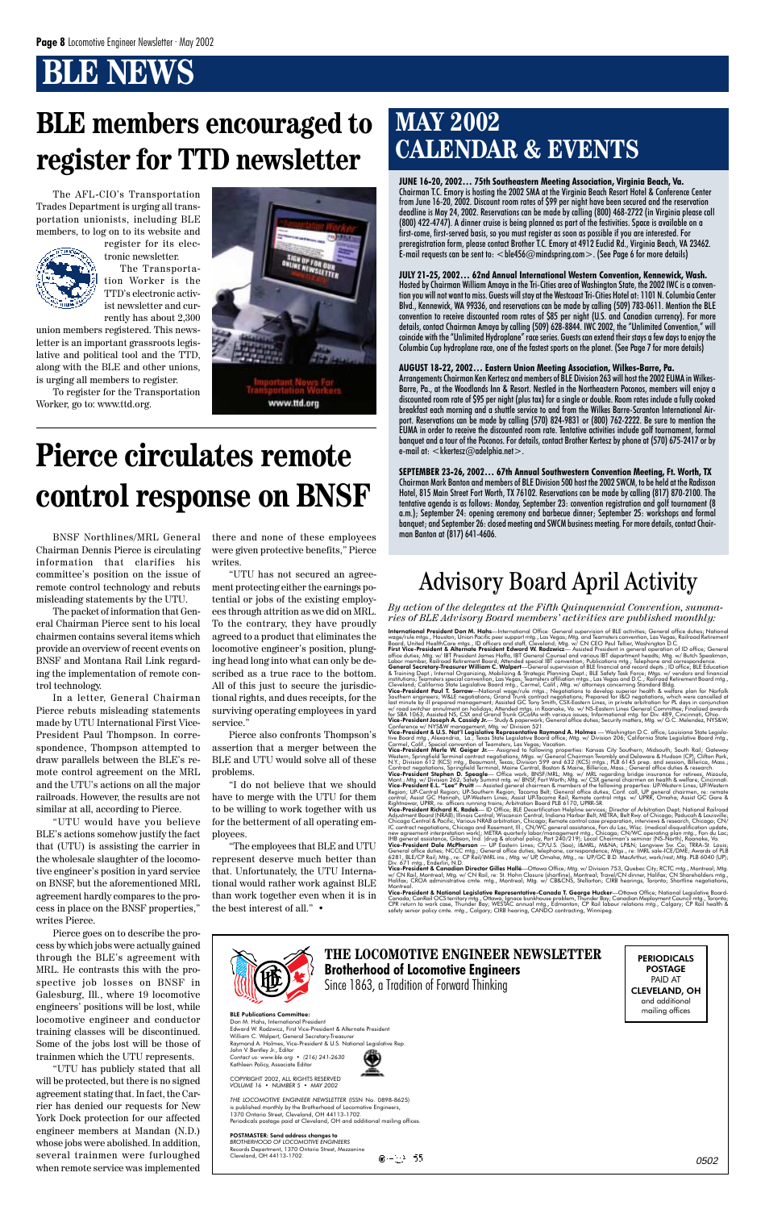# BLE NEWS

## BLE members encouraged to register for TTD newsletter

The AFL-CIO's Transportation Trades Department is urging all transportation unionists, including BLE members, to log on to its website and register for its electronic newsletter.

The Transportation Worker is the TTD's electronic activist newsletter and currently has about 2,300 union members registered. This newsletter is an important grassroots legislative and political tool and the TTD, along with the BLE and other unions, is urging all members to register.

To register for the Transportation Worker, go to: www.ttd.org.

## Pierce circulates remote control response on BNSF

BNSF Northlines/MRL General Chairman Dennis Pierce is circulating information that clarifies his committee's position on the issue of remote control technology and rebuts misleading statements by the UTU.

The packet of information that General Chairman Pierce sent to his local chairmen contains several items which provide an overview of recent events on BNSF and Montana Rail Link regarding the implementation of remote control technology.

In a letter, General Chairman Pierce rebuts misleading statements made by UTU International First Vice-President Paul Thompson. In correspondence, Thompson attempted to draw parallels between the BLE's remote control agreement on the MRL and the UTU's actions on all the major railroads. However, the results are not similar at all, according to Pierce.

"UTU would have you believe BLE's actions somehow justify the fact that (UTU) is assisting the carrier in the wholesale slaughter of the locomotive engineer's position in yard service on BNSF, but the aforementioned MRL agreement hardly compares to the process in place on the BNSF properties," writes Pierce.

Pierce goes on to describe the process by which jobs were actually gained through the BLE's agreement with MRL. He contrasts this with the prospective job losses on BNSF in Galesburg, Ill., where 19 locomotive engineers' positions will be lost, while locomotive engineer and conductor training classes will be discontinued. Some of the jobs lost will be those of trainmen which the UTU represents.

"UTU has publicly stated that all will be protected, but there is no signed agreement stating that. In fact, the Carrier has denied our requests for New York Dock protection for our affected engineer members at Mandan (N.D.) whose jobs were abolished. In addition, several trainmen were furloughed when remote service was implemented there and none of these employees were given protective benefits," Pierce writes.

"UTU has not secured an agreement protecting either the earnings potential or jobs of the existing employees through attrition as we did on MRL. To the contrary, they have proudly agreed to a product that eliminates the locomotive engineer's position, plunging head long into what can only be described as a true race to the bottom. All of this just to secure the jurisdictional rights, and dues receipts, for the surviving operating employees in yard service."

Pierce also confronts Thompson's assertion that a merger between the BLE and UTU would solve all of these problems.

"I do not believe that we should have to merge with the UTU for them to be willing to work together with us for the betterment of all operating employees.

"The employees that BLE and UTU represent deserve much better than that. Unfortunately, the UTU International would rather work against BLE than work together even when it is in the best interest of all." •

## MAY 2002 CALENDAR & EVENTS

**JUNE 16-20, 2002… 75th Southeastern Meeting Association, Virginia Beach, Va.**
Chairman T.C. Emory is hosting the 2002 SMA at the Virginia Beach Resort Hotel & Conference Center from June 16-20, 2002. Discount room rates of $99 per night have been secured and the reservation deadline is May 24, 2002. Reservations can be made by calling (800) 468-2722 (in Virginia please call (800) 422-4747). A dinner cruise is being planned as part of the festivities. Space is available on a first-come, first-served basis, so you must register as soon as possible if you are interested. For preregistration form, please contact Brother T.C. Emory at 4912 Euclid Rd., Virginia Beach, VA 23462. E-mail requests can be sent to: <ble456@mindspring.com>. (See Page 6 for more details)

**JULY 21-25, 2002… 62nd Annual International Western Convention, Kennewick, Wash.**
Hosted by Chairman William Amaya in the Tri-Cities area of Washington State, the 2002 IWC is a convention you will not want to miss. Guests will stay at the Westcoast Tri-Cities Hotel at: 1101 N. Columbia Center Blvd., Kennewick, WA 99336, and reservations can be made by calling (509) 783-0611. Mention the BLE convention to receive discounted room rates of $85 per night (U.S. and Canadian currency). For more details, contact Chairman Amaya by calling (509) 628-8844. IWC 2002, the "Unlimited Convention," will coincide with the "Unlimited Hydroplane" race series. Guests can extend their stays a few days to enjoy the Columbia Cup hydroplane race, one of the fastest sports on the planet. (See Page 7 for more details)

**AUGUST 18-22, 2002… Eastern Union Meeting Association, Wilkes-Barre, Pa.**
Arrangements Chairman Ken Kertesz and members of BLE Division 263 will host the 2002 EUMA in Wilkes-Barre, Pa., at the Woodlands Inn & Resort. Nestled in the Northeastern Poconos, members will enjoy a discounted room rate of $95 per night (plus tax) for a single or double. Room rates include a fully cooked breakfast each morning and a shuttle service to and from the Wilkes Barre-Scranton International Airport. Reservations can be made by calling (570) 824-9831 or (800) 762-2222. Be sure to mention the EUMA in order to receive the discounted room rate. Tentative activities include golf tournament, formal banquet and a tour of the Poconos. For details, contact Brother Kertesz by phone at (570) 675-2417 or by e-mail at: <kkertesz@adelphia.net>.

**SEPTEMBER 23-26, 2002… 67th Annual Southwestern Convention Meeting, Ft. Worth, TX**
Chairman Mark Banton and members of BLE Division 500 host the 2002 SWCM, to be held at the Radisson Hotel, 815 Main Street Fort Worth, TX 76102. Reservations can be made by calling (817) 870-2100. The tentative agenda is as follows: Monday, September 23: convention registration and golf tournament (8 a.m.); September 24: opening ceremony and barbecue dinner; September 25: workshops and formal banquet; and September 26: closed meeting and SWCM business meeting. For more details, contact Chairman Banton at (817) 641-4606.

## Advisory Board April Activity

*By action of the delegates at the Fifth Quinquennial Convention, summaries of BLE Advisory Board members' activities are published monthly:*

**International President Don M. Hahs**—International Office: General supervision of BLE activities; General office duties; National wage/rule mtgs., Houston; Union Pacific peer support mtg., Las Vegas; Mtg. and Teamsters convention, Las Vegas; Railroad Retirement Board, United HealthCare mtgs., ID officers and staff, Cleveland; Mtg. w/ CN CEO Paul Tellier, Washington D.C.
**First Vice-President & Alternate President Edward W. Rodzwicz**— Assisted President in general operation of ID office; General office duties; Mtg. w/ IBT President James Hoffa, IBT General Counsel and various IBT department heads; Mtg. w/ Butch Speakman, Labor member, Railroad Retirement Board; Attended special IBT convention; Publications mtg.; Telephone and correspondence.
**General Secretary-Treasurer William C. Walpert**—General supervision of BLE financial and record depts.; ID office; BLE Education & Training Dept.; Internal Organizing, Mobilizing & Strategic Planning Dept.; BLE Safety Task Force; Mtgs. w/ vendors and financial institutions; Teamsters special convention, Las Vegas; Teamsters affiliation mtgs., Las Vegas and D.C.; Railroad Retirement Board mtg., Cleveland; California State Legislative Board mtg., Carmel, Calif.; Mtg. w/ attorneys concerning Standard Bldg.
**Vice-President Paul T. Sorrow**—National wage/rule mtgs.; Negotiations to develop superior health & welfare plan for Norfolk Southern engineers; W&LE negotiations; Grand Trunk contract negotiations; Prepared for I&O negotiations, which were cancelled at last minute by ill prepared management; Assisted GC Tony Smith, CSX-Eastern Lines, in private arbitration for PL days in conjunction w/ road switcher annulment on holidays; Attended mtgs. in Roanoke, Va. w/ NS-Eastern Lines General Committee; Finalized awards for SBA 1063; Assisted NS, CSX and Grand Trunk GCofAs with various issues; Informational mtg. for Div. 489, Cincinnati, Ohio.
**Vice-President Joseph A. Cassidy Jr.**— Study & paperwork; General office duties; Security matters; Mtg. w/ G.C. Melendez, NYS&W, Conference w/ NYS&W management; Mtg. w/ Division 521.
**Vice-President & U.S. Nat'l Legislative Representative Raymond A. Holmes** — Washington D.C. office; Louisiana State Legislative Board mtg., Alexandria, La.; Texas State Legislative Board office; Mtg. w/ Division 206; California State Legislative Board mtg., Carmel, Calif.; Special convention of Teamsters, Las Vegas; Vacation.
**Vice-President Merle W. Geiger Jr.**— Assigned to following properties: Kansas City Southern, Midsouth; South Rail; Gateway Western; Springfield Terminal contract negotiations; Mtgs. w/ General Chairman Twombly and Delaware & Hudson (CP), Clifton Park, N.Y.; Division 612 (KCS) mtg., Beaumont, Texas; Division 599 and 632 (KCS) mtgs.; PLB 6145 prep. and session, Billerica, Mass.; Contract negotiations, Springfield Terminal, Maine Central, Boston & Maine, Billerica, Mass.; General office duties & research.
**Vice-President Stephen D. Speagle**— Office work, BNSF/MRL; Mtg. w/ MRL regarding bridge insurance for retirees, Mizoula, Mont.; Mtg. w/ Division 262; Safety Summit mtg. w/ BNSF, Fort Worth; Mtg. w/ CSX general chairmen on health & welfare, Cincinnati.
**Vice-President E.L. "Lee" Pruitt** — Assisted general chairmen & members of the following properties: UP-Western Lines; UP-Western Region; UP-Central Region; UP-Southern Region; Tacoma Belt; General office duties; Conf. call, UP general chairmen, re: remote control; Assist GC Hannah, UP-Western Lines; Assist UP-Tacoma Rail; Remote control mtgs. w/ UPRR, Omaha; Assist GC Gore & Rightnowar, UPRR, re: officers running trains; Arbitration Board PLB 6170, UPRR-SR.
**Vice-President Richard K. Radek**— ID Office, BLE Decertification Helpline services; Director of Arbitration Dept; National Railroad Adjustment Board (NRAB); Illinois Central; Wisconsin Central; Indiana Harbor Belt; METRA; Belt Rwy. of Chicago; Paducah & Louisville, Chicago Central & Pacific; Various NRAB arbitration, Chicago; Remote control case preparation, interviews & research, Chicago; CN/IC contract negotiations, Chicago and Rosemont, Ill.; CN/WC general assistance, Fon du Lac, Wisc. (medical disqualification update, new agreement interpretation work), METRA quarterly labor/management mtg., Chicago; CN/WC operating plan mtg., Fon du Lac; IHB general assistance, Gibson, Ind. (drug & alcohol policy, Part 240/219); Local Chairman's seminar (NS-North), Roanoke, Va.
**Vice-President Dale McPherson** — UP Eastern Lines; CP/U.S. (Soo); I&MRL, M&NA; LP&N; Longview Sw. Co; TRRA-St. Louis; General office duties; NCCC mtg.; General office duties, telephone, correspondence; Mtgs., re: IMRL sale-ICE/DME; Awards of PLB 6281, BLE/CP Rail; Mtg., re: CP Rail/IMRL ins.; Mtg. w/ UP, Omaha; Mtg., re: UP/GC B.D. MacArthur, work/rest; Mtg. PLB 6040 (UP); Div. 671 mtg., Enderlin, N.D.
**Vice-President & Canadian Director Gilles Hallé**—Ottawa Office; Mtg. w/ Division 753, Quebec City; RCTC mtg., Montreal; Mtg. w/ CN Rail, Montreal; Mtg. w/ CN Rail, re: St. Hohn Closure (shortline), Montreal; Travel/CN dinner, Halifax; CN Shareholders mtg., Halifax; CROA administrative cmte. mtg., Montreal; Mtg. w/ CB&CNS, Stellarton; CIRB hearings, Toronto; Shortline negotiations, Montreal.
**Vice-President & National Legislative Representative-Canada T. George Hucker**—Ottawa Office, National Legislative Board-Canada; CanRail OCS territory mtg., Ottawa; Ignace bunkhouse problem, Thunder Bay; Canadian Employment Council mtg., Toronto; CPR return to work case, Thunder Bay; WESTAC annual mtg., Edmonton; CP Rail labour relations mtg., Calgary; CP Rail health & safety senior policy cmte. mtg., Calgary; CIRB hearing, CANDO contracting, Winnipeg.

---

**THE LOCOMOTIVE ENGINEER NEWSLETTER**
**Brotherhood of Locomotive Engineers**
Since 1863, a Tradition of Forward Thinking

**PERIODICALS POSTAGE** PAID AT **CLEVELAND, OH** and additional mailing offices

**BLE Publications Committee:**
Don M. Hahs, International President
Edward W. Rodzwicz, First Vice-President & Alternate President
William C. Walpert, General Secretary-Treasurer
Raymond A. Holmes, Vice-President & U.S. National Legislative Rep.
John V. Bentley Jr., Editor
*Contact us: www.ble.org • (216) 241-2630*
Kathleen Policy, Associate Editor

COPYRIGHT 2002, ALL RIGHTS RESERVED
*VOLUME 16 • NUMBER 5 • MAY 2002*

*THE LOCOMOTIVE ENGINEER NEWSLETTER* (ISSN No. 0898-8625) is published monthly by the Brotherhood of Locomotive Engineers, 1370 Ontario Street, Cleveland, OH 44113-1702. Periodicals postage paid at Cleveland, OH and additional mailing offices.

**POSTMASTER: Send address changes to** *BROTHERHOOD OF LOCOMOTIVE ENGINEERS* Records Department, 1370 Ontario Street, Mezzanine Cleveland, OH 44113-1702.

0502